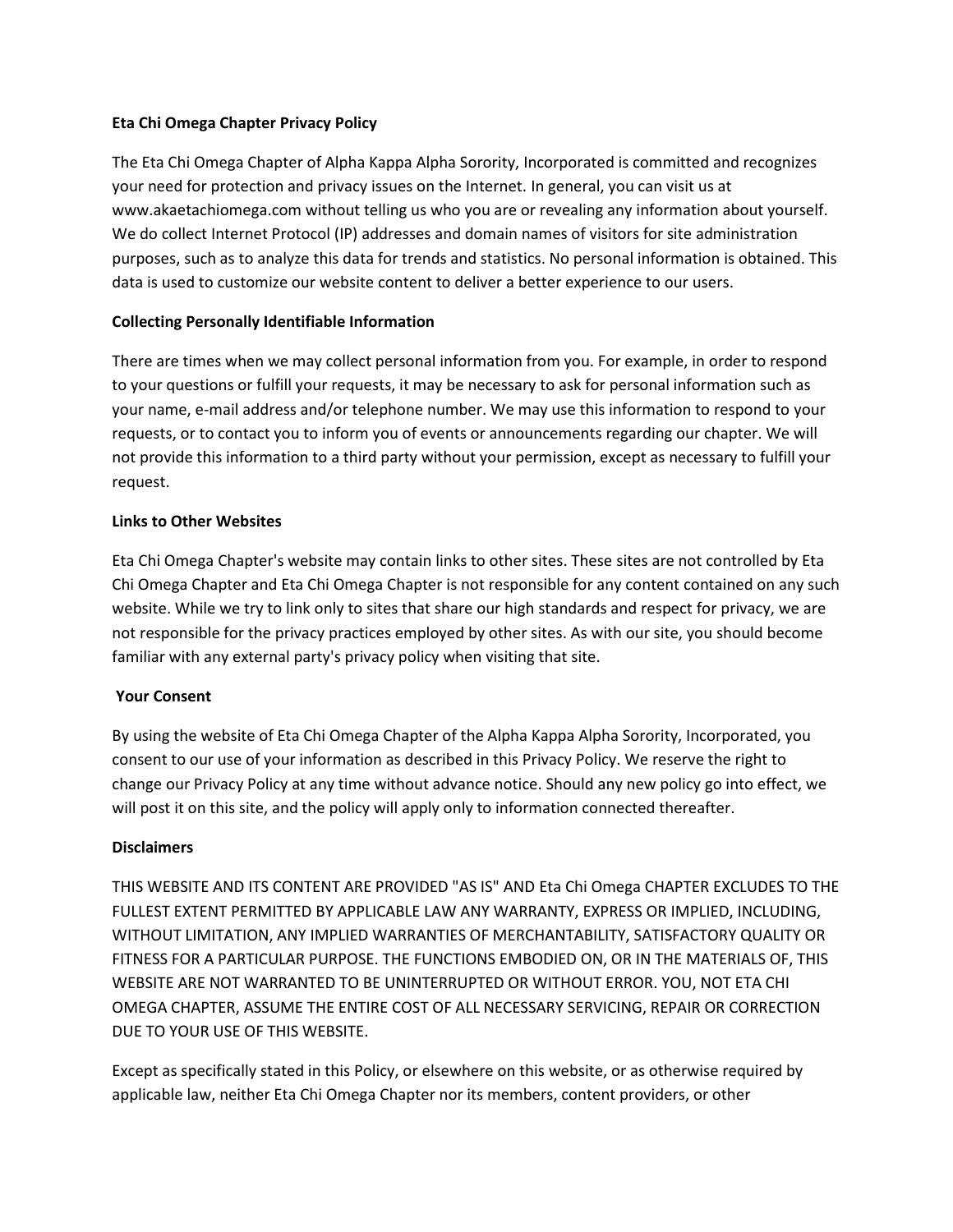# Eta Chi Omega Chapter Privacy Policy

The Eta Chi Omega Chapter of Alpha Kappa Alpha Sorority, Incorporated is committed and recognizes your need for protection and privacy issues on the Internet. In general, you can visit us at www.akaetachiomega.com without telling us who you are or revealing any information about yourself. We do collect Internet Protocol (IP) addresses and domain names of visitors for site administration purposes, such as to analyze this data for trends and statistics. No personal information is obtained. This data is used to customize our website content to deliver a better experience to our users.

## Collecting Personally Identifiable Information

There are times when we may collect personal information from you. For example, in order to respond to your questions or fulfill your requests, it may be necessary to ask for personal information such as your name, e-mail address and/or telephone number. We may use this information to respond to your requests, or to contact you to inform you of events or announcements regarding our chapter. We will not provide this information to a third party without your permission, except as necessary to fulfill your request.

## Links to Other Websites

Eta Chi Omega Chapter's website may contain links to other sites. These sites are not controlled by Eta Chi Omega Chapter and Eta Chi Omega Chapter is not responsible for any content contained on any such website. While we try to link only to sites that share our high standards and respect for privacy, we are not responsible for the privacy practices employed by other sites. As with our site, you should become familiar with any external party's privacy policy when visiting that site.

## Your Consent

By using the website of Eta Chi Omega Chapter of the Alpha Kappa Alpha Sorority, Incorporated, you consent to our use of your information as described in this Privacy Policy. We reserve the right to change our Privacy Policy at any time without advance notice. Should any new policy go into effect, we will post it on this site, and the policy will apply only to information connected thereafter.

## Disclaimers

THIS WEBSITE AND ITS CONTENT ARE PROVIDED "AS IS" AND Eta Chi Omega CHAPTER EXCLUDES TO THE FULLEST EXTENT PERMITTED BY APPLICABLE LAW ANY WARRANTY, EXPRESS OR IMPLIED, INCLUDING, WITHOUT LIMITATION, ANY IMPLIED WARRANTIES OF MERCHANTABILITY, SATISFACTORY QUALITY OR FITNESS FOR A PARTICULAR PURPOSE. THE FUNCTIONS EMBODIED ON, OR IN THE MATERIALS OF, THIS WEBSITE ARE NOT WARRANTED TO BE UNINTERRUPTED OR WITHOUT ERROR. YOU, NOT ETA CHI OMEGA CHAPTER, ASSUME THE ENTIRE COST OF ALL NECESSARY SERVICING, REPAIR OR CORRECTION DUE TO YOUR USE OF THIS WEBSITE.

Except as specifically stated in this Policy, or elsewhere on this website, or as otherwise required by applicable law, neither Eta Chi Omega Chapter nor its members, content providers, or other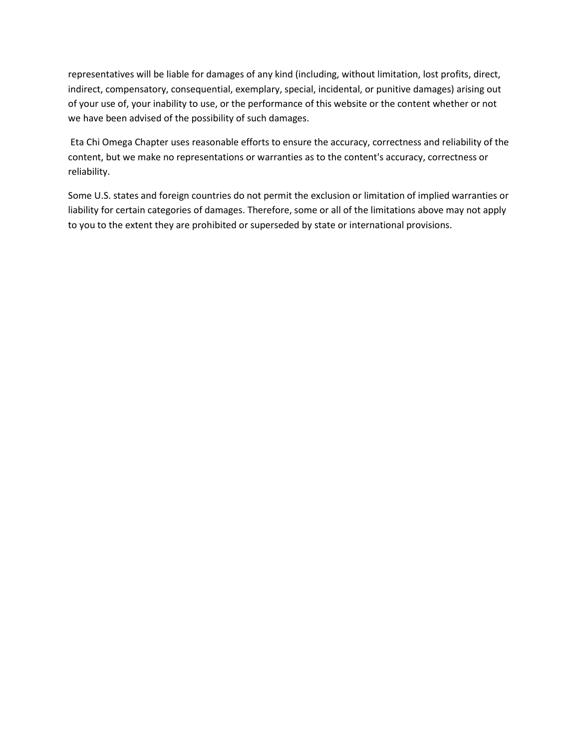representatives will be liable for damages of any kind (including, without limitation, lost profits, direct, indirect, compensatory, consequential, exemplary, special, incidental, or punitive damages) arising out of your use of, your inability to use, or the performance of this website or the content whether or not we have been advised of the possibility of such damages.

Eta Chi Omega Chapter uses reasonable efforts to ensure the accuracy, correctness and reliability of the content, but we make no representations or warranties as to the content's accuracy, correctness or reliability.

Some U.S. states and foreign countries do not permit the exclusion or limitation of implied warranties or liability for certain categories of damages. Therefore, some or all of the limitations above may not apply to you to the extent they are prohibited or superseded by state or international provisions.